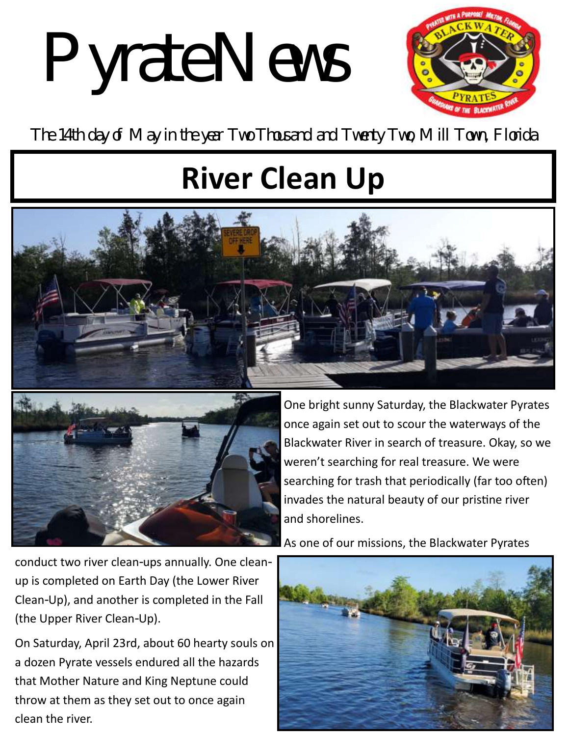# PyrateNews

The 14th day of May in the year Two Thousand and Twenty Two, Mill Town, Florida

## River Clean Up

One bright sunny Saturday, the Blackwater Pyrates once again set out to scour the waterways of the Blackwater River in search of treasure. Okay, so we weren't searching for real treasure. We were searching for trash that periodically (far too often) invades the natural beauty of our pristine river and shorelines.

As one of our missions, the Blackwater Pyrates conduct two river clean-ups annually. One clean-up is completed on Earth Day (the Lower River Clean-Up), and another is completed in the Fall (the Upper River Clean-Up).

On Saturday, April 23rd, about 60 hearty souls on a dozen Pyrate vessels endured all the hazards that Mother Nature and King Neptune could throw at them as they set out to once again clean the river.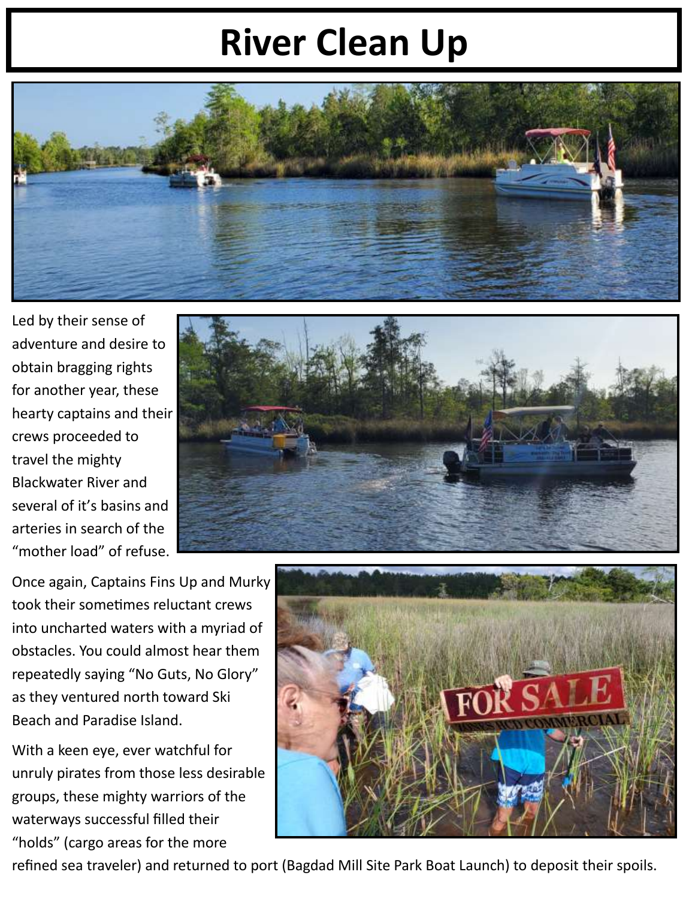# River Clean Up

Led by their sense of adventure and desire to obtain bragging rights for another year, these hearty captains and their crews proceeded to travel the mighty Blackwater River and several of it's basins and arteries in search of the "mother load" of refuse.

Once again, Captains Fins Up and Murky took their sometimes reluctant crews into uncharted waters with a myriad of obstacles. You could almost hear them repeatedly saying "No Guts, No Glory" as they ventured north toward Ski Beach and Paradise Island.

With a keen eye, ever watchful for unruly pirates from those less desirable groups, these mighty warriors of the waterways successful filled their "holds" (cargo areas for the more refined sea traveler) and returned to port (Bagdad Mill Site Park Boat Launch) to deposit their spoils.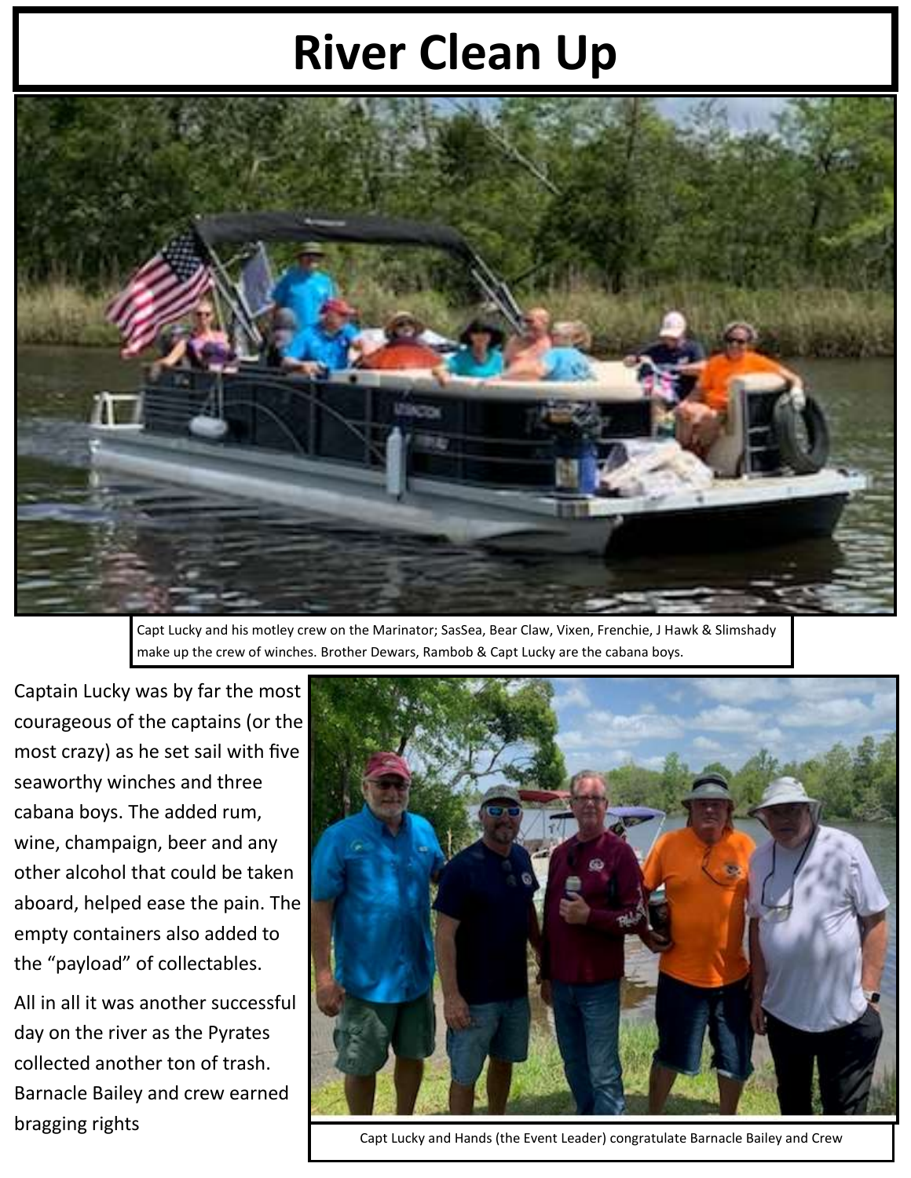# River Clean Up

Capt Lucky and his motley crew on the Marinator; SasSea, Bear Claw, Vixen, Frenchie, J Hawk & Slimshady make up the crew of winches. Brother Dewars, Rambob & Capt Lucky are the cabana boys.

Captain Lucky was by far the most courageous of the captains (or the most crazy) as he set sail with five seaworthy winches and three cabana boys. The added rum, wine, champaign, beer and any other alcohol that could be taken aboard, helped ease the pain. The empty containers also added to the "payload" of collectables.

All in all it was another successful day on the river as the Pyrates collected another ton of trash. Barnacle Bailey and crew earned bragging rights

Capt Lucky and Hands (the Event Leader) congratulate Barnacle Bailey and Crew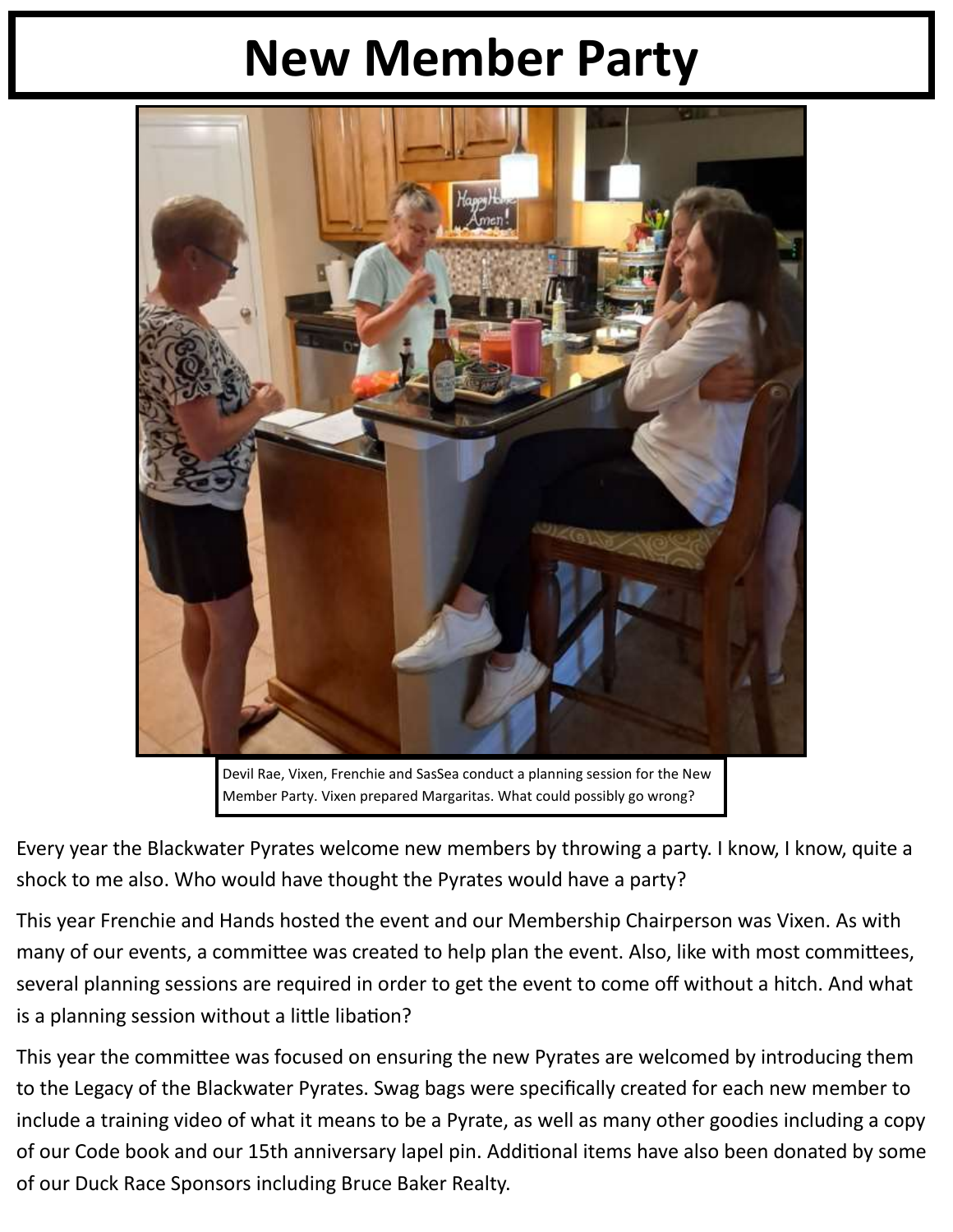# New Member Party

Devil Rae, Vixen, Frenchie and SasSea conduct a planning session for the New Member Party. Vixen prepared Margaritas. What could possibly go wrong?

Every year the Blackwater Pyrates welcome new members by throwing a party. I know, I know, quite a shock to me also. Who would have thought the Pyrates would have a party?

This year Frenchie and Hands hosted the event and our Membership Chairperson was Vixen. As with many of our events, a committee was created to help plan the event. Also, like with most committees, several planning sessions are required in order to get the event to come off without a hitch. And what is a planning session without a little libation?

This year the committee was focused on ensuring the new Pyrates are welcomed by introducing them to the Legacy of the Blackwater Pyrates. Swag bags were specifically created for each new member to include a training video of what it means to be a Pyrate, as well as many other goodies including a copy of our Code book and our 15th anniversary lapel pin. Additional items have also been donated by some of our Duck Race Sponsors including Bruce Baker Realty.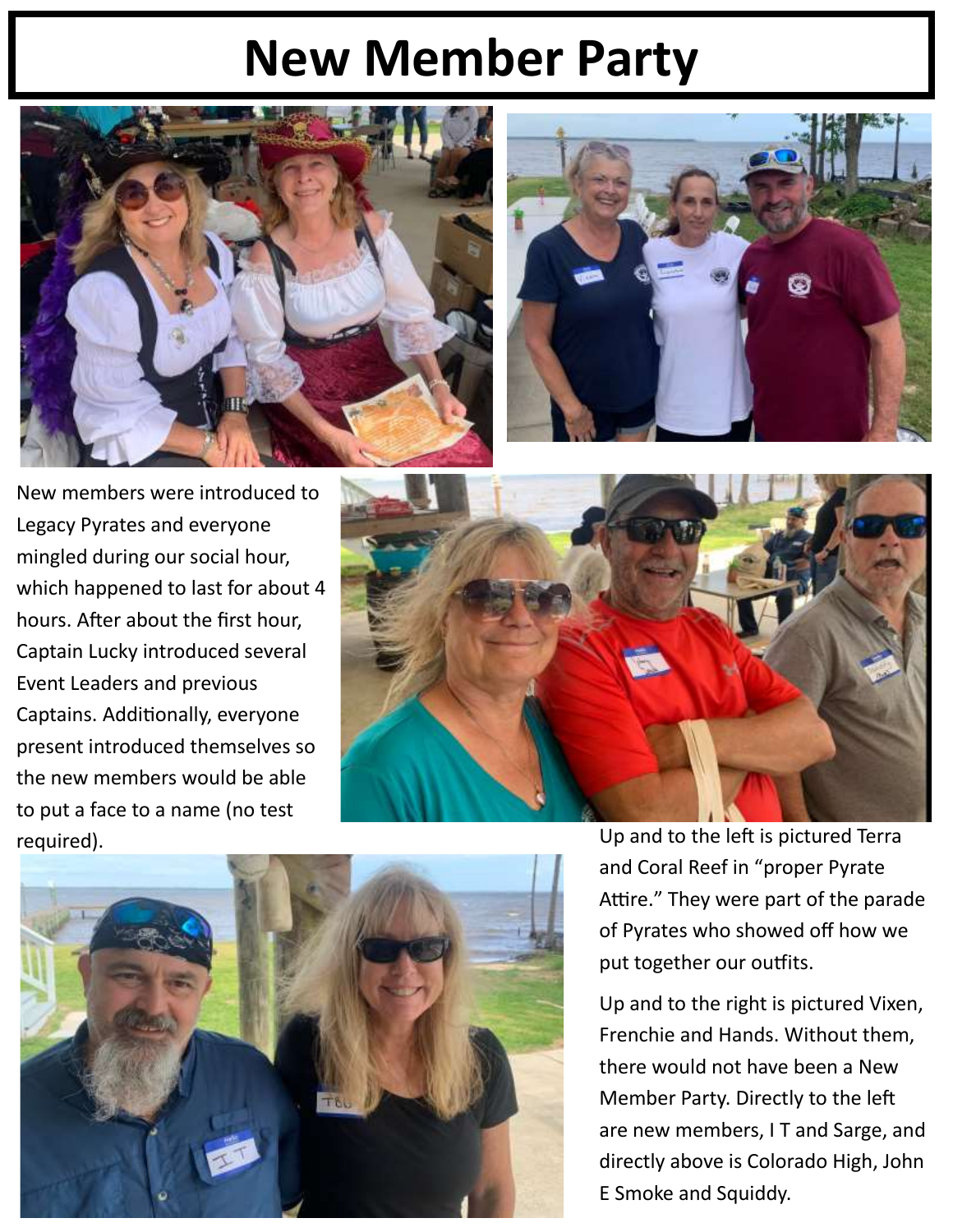# New Member Party

New members were introduced to Legacy Pyrates and everyone mingled during our social hour, which happened to last for about 4 hours. After about the first hour, Captain Lucky introduced several Event Leaders and previous Captains. Additionally, everyone present introduced themselves so the new members would be able to put a face to a name (no test required).

Up and to the left is pictured Terra and Coral Reef in "proper Pyrate Attire." They were part of the parade of Pyrates who showed off how we put together our outfits.

Up and to the right is pictured Vixen, Frenchie and Hands. Without them, there would not have been a New Member Party. Directly to the left are new members, I T and Sarge, and directly above is Colorado High, John E Smoke and Squiddy.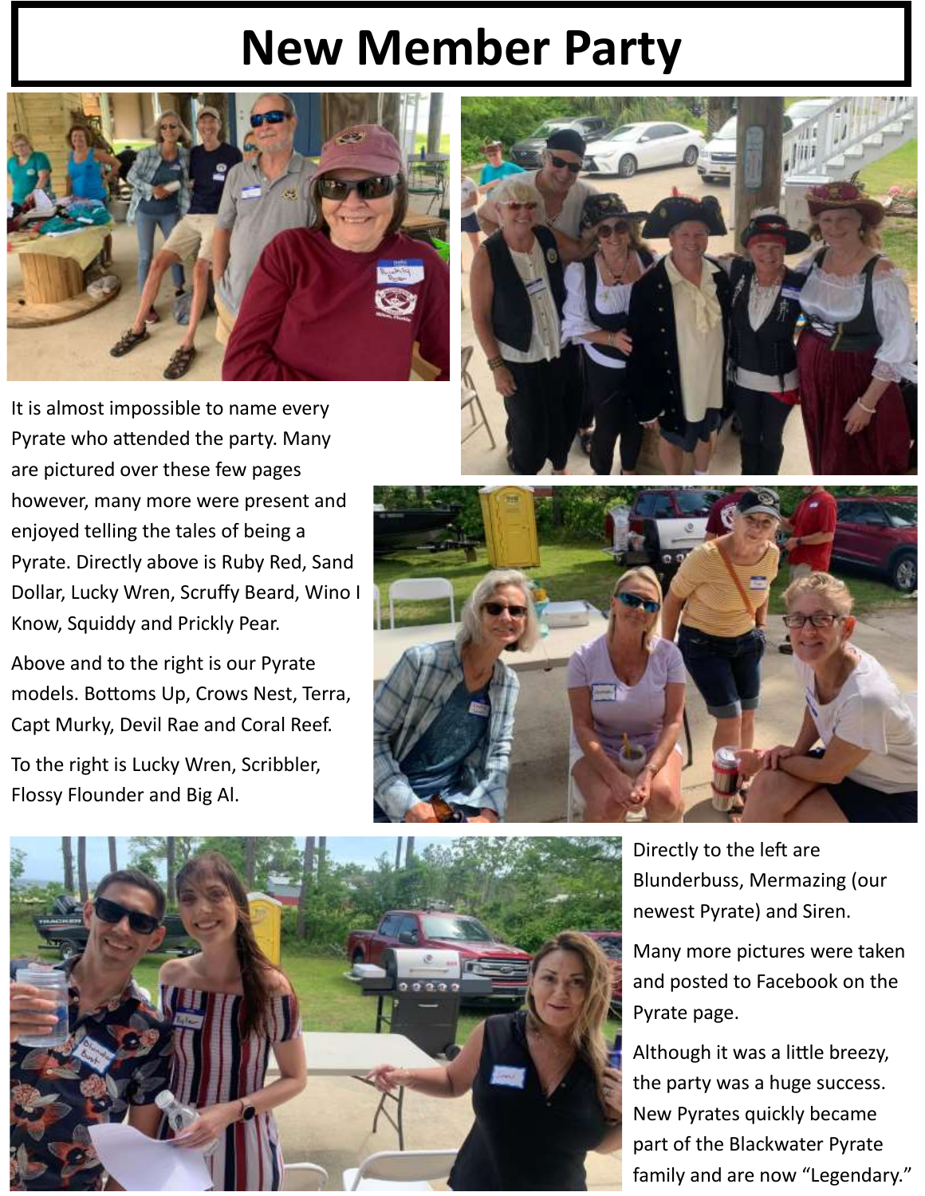# New Member Party

It is almost impossible to name every Pyrate who attended the party. Many are pictured over these few pages however, many more were present and enjoyed telling the tales of being a Pyrate. Directly above is Ruby Red, Sand Dollar, Lucky Wren, Scruffy Beard, Wino I Know, Squiddy and Prickly Pear.

Above and to the right is our Pyrate models. Bottoms Up, Crows Nest, Terra, Capt Murky, Devil Rae and Coral Reef.

To the right is Lucky Wren, Scribbler, Flossy Flounder and Big Al.

Directly to the left are Blunderbuss, Mermazing (our newest Pyrate) and Siren.

Many more pictures were taken and posted to Facebook on the Pyrate page.

Although it was a little breezy, the party was a huge success. New Pyrates quickly became part of the Blackwater Pyrate family and are now "Legendary."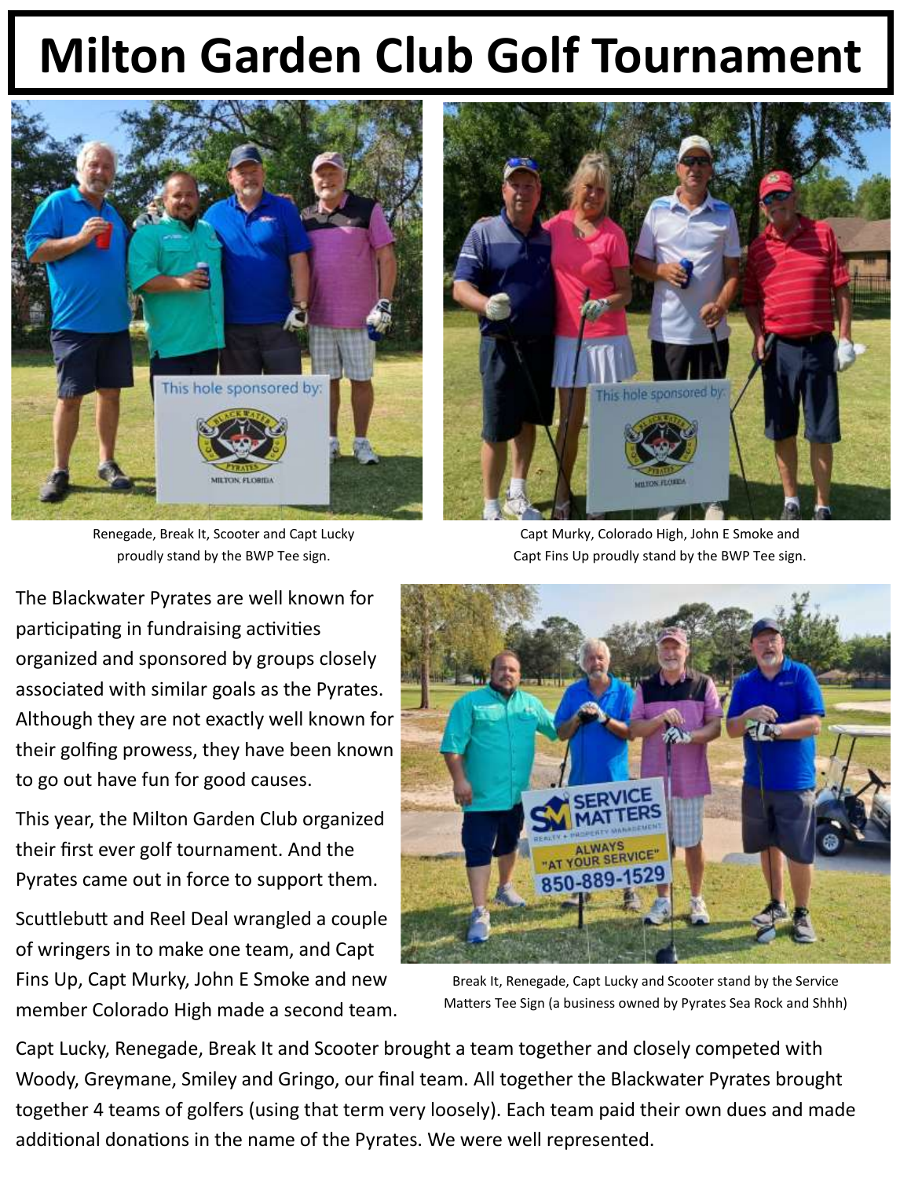# Milton Garden Club Golf Tournament

Renegade, Break It, Scooter and Capt Lucky proudly stand by the BWP Tee sign.

Capt Murky, Colorado High, John E Smoke and Capt Fins Up proudly stand by the BWP Tee sign.

The Blackwater Pyrates are well known for participating in fundraising activities organized and sponsored by groups closely associated with similar goals as the Pyrates. Although they are not exactly well known for their golfing prowess, they have been known to go out have fun for good causes.

This year, the Milton Garden Club organized their first ever golf tournament. And the Pyrates came out in force to support them.

Scuttlebutt and Reel Deal wrangled a couple of wringers in to make one team, and Capt Fins Up, Capt Murky, John E Smoke and new member Colorado High made a second team.

Break It, Renegade, Capt Lucky and Scooter stand by the Service Matters Tee Sign (a business owned by Pyrates Sea Rock and Shhh)

Capt Lucky, Renegade, Break It and Scooter brought a team together and closely competed with Woody, Greymane, Smiley and Gringo, our final team. All together the Blackwater Pyrates brought together 4 teams of golfers (using that term very loosely). Each team paid their own dues and made additional donations in the name of the Pyrates. We were well represented.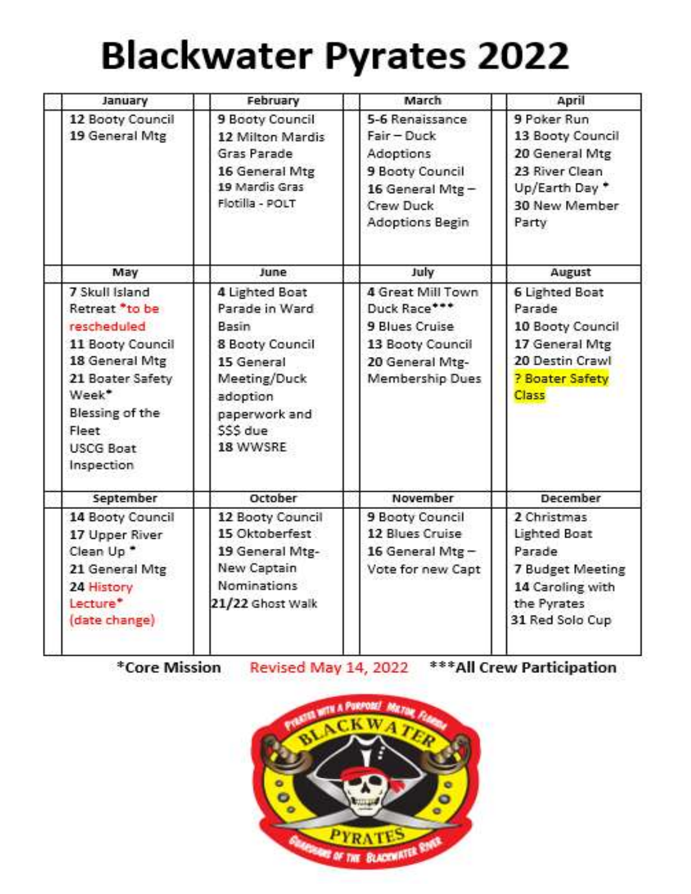# Blackwater Pyrates 2022

| January | February | March | April |
|---|---|---|---|
| 12 Booty Council<br>19 General Mtg | 9 Booty Council<br>12 Milton Mardis Gras Parade<br>16 General Mtg<br>19 Mardis Gras Flotilla - POLT | 5-6 Renaissance Fair – Duck Adoptions<br>9 Booty Council<br>16 General Mtg – Crew Duck Adoptions Begin | 9 Poker Run<br>13 Booty Council<br>20 General Mtg<br>23 River Clean Up/Earth Day *<br>30 New Member Party |
| **May** | **June** | **July** | **August** |
| 7 Skull Island Retreat *to be rescheduled<br>11 Booty Council<br>18 General Mtg<br>21 Boater Safety Week*<br>Blessing of the Fleet<br>USCG Boat Inspection | 4 Lighted Boat Parade in Ward Basin<br>8 Booty Council<br>15 General Meeting/Duck adoption paperwork and $$$ due<br>18 WWSRE | 4 Great Mill Town Duck Race***<br>9 Blues Cruise<br>13 Booty Council<br>20 General Mtg- Membership Dues | 6 Lighted Boat Parade<br>10 Booty Council<br>17 General Mtg<br>20 Destin Crawl<br>? Boater Safety Class |
| **September** | **October** | **November** | **December** |
| 14 Booty Council<br>17 Upper River Clean Up *<br>21 General Mtg<br>24 History Lecture*<br>(date change) | 12 Booty Council<br>15 Oktoberfest<br>19 General Mtg- New Captain Nominations<br>21/22 Ghost Walk | 9 Booty Council<br>12 Blues Cruise<br>16 General Mtg – Vote for new Capt | 2 Christmas Lighted Boat Parade<br>7 Budget Meeting<br>14 Caroling with the Pyrates<br>31 Red Solo Cup |

*Core Mission Revised May 14, 2022 ***All Crew Participation

PYRATES WITH A PURPOSE! MILTON, FLORIDA
BLACKWATER
PYRATES
GUARDIANS OF THE BLACKWATER RIVER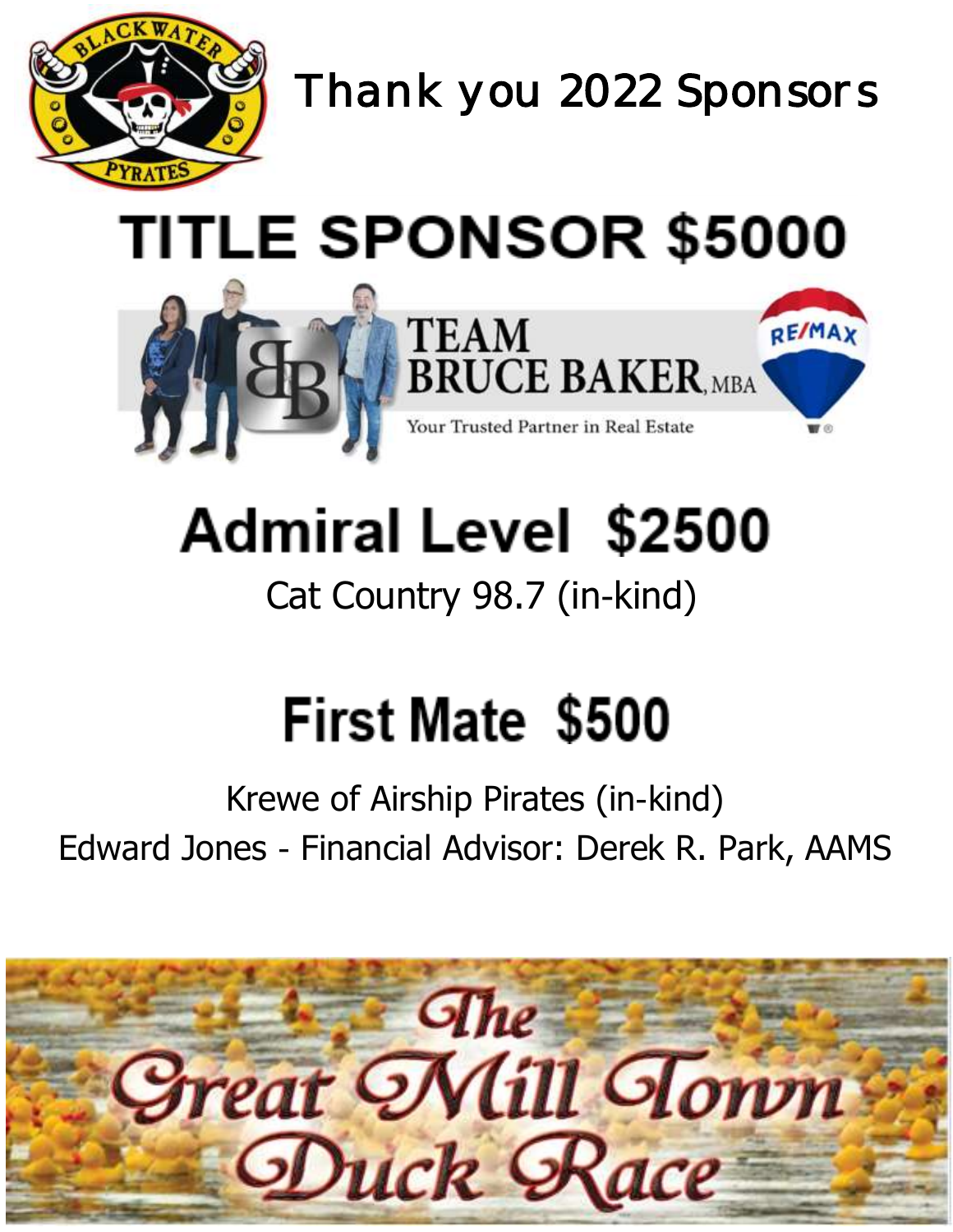# Thank you 2022 Sponsors

## TITLE SPONSOR $5000

TEAM BRUCE BAKER, MBA

Your Trusted Partner in Real Estate

RE/MAX

## Admiral Level $2500

Cat Country 98.7 (in-kind)

## First Mate $500

Krewe of Airship Pirates (in-kind)

Edward Jones - Financial Advisor: Derek R. Park, AAMS

The Great Mill Town Duck Race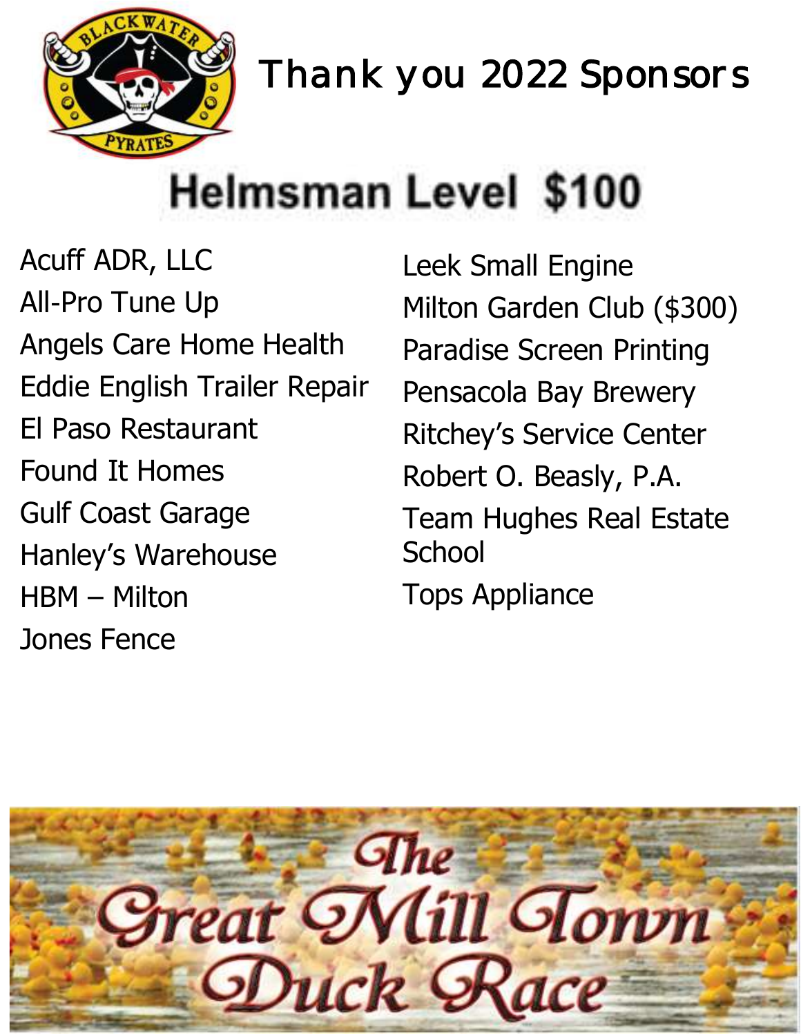# Thank you 2022 Sponsors

## Helmsman Level $100

- Acuff ADR, LLC
- All-Pro Tune Up
- Angels Care Home Health
- Eddie English Trailer Repair
- El Paso Restaurant
- Found It Homes
- Gulf Coast Garage
- Hanley's Warehouse
- HBM – Milton
- Jones Fence
- Leek Small Engine
- Milton Garden Club ($300)
- Paradise Screen Printing
- Pensacola Bay Brewery
- Ritchey's Service Center
- Robert O. Beasly, P.A.
- Team Hughes Real Estate School
- Tops Appliance

The Great Mill Town Duck Race